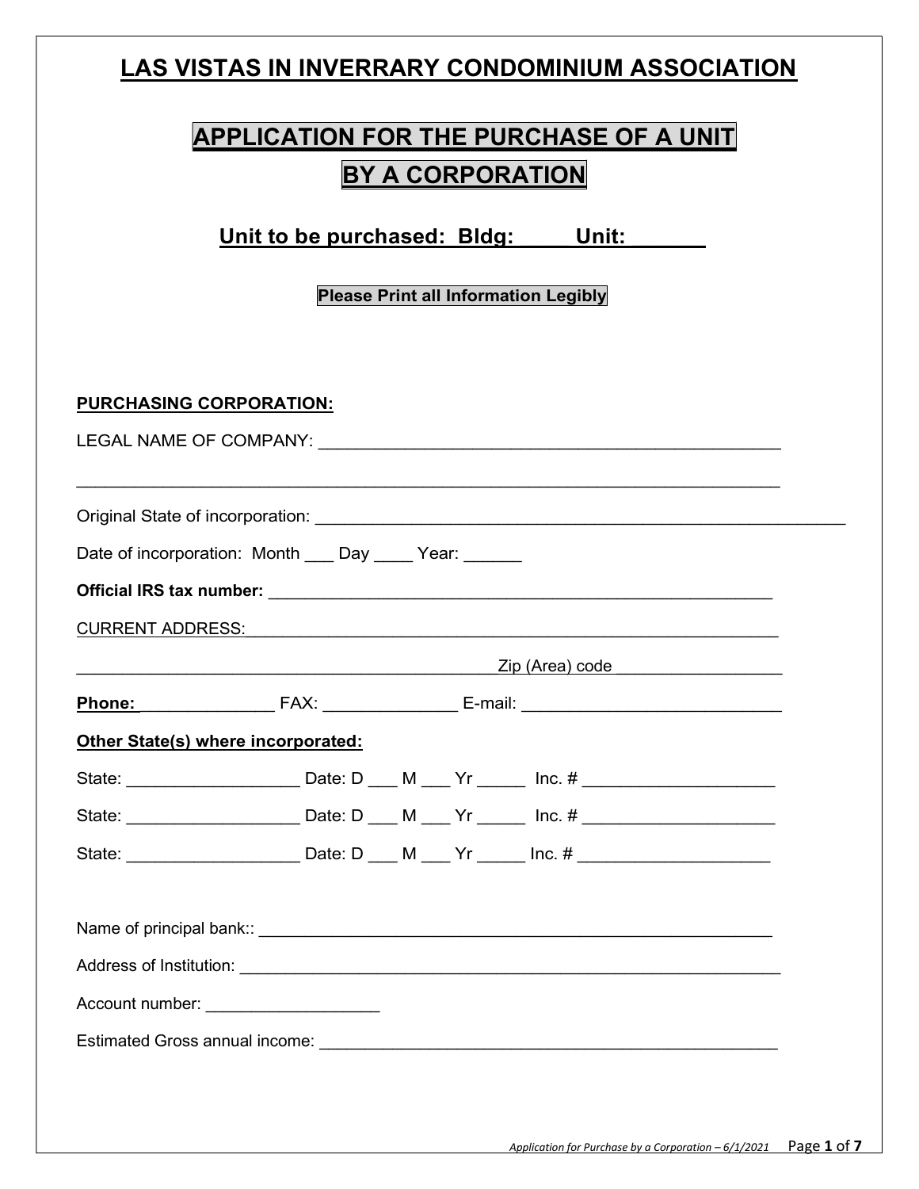# LAS VISTAS IN INVERRARY CONDOMINIUM ASSOCIATION

## APPLICATION FOR THE PURCHASE OF A UNIT BY A CORPORATION

### Unit to be purchased: Bldg: _____ Unit: _______

**Please Print all Information Legibly**

**PURCHASING CORPORATION:**

LEGAL NAME OF COMPANY: ______________________________________________

______________________________________________________________________

Original State of incorporation: _________________________________________________

Date of incorporation: Month ___ Day ____ Year: ______

**Official IRS tax number:** ______________________________________________

CURRENT ADDRESS: __________________________________________________

__________________________________________ Zip (Area) code _________________

**Phone:** ______________ FAX: ______________ E-mail: ___________________________

**Other State(s) where incorporated:**

State: __________________ Date: D ___ M ___ Yr _____ Inc. # ____________________

State: __________________ Date: D ___ M ___ Yr _____ Inc. # ____________________

State: __________________ Date: D ___ M ___ Yr _____ Inc. # ____________________

Name of principal bank:: __________________________________________________

Address of Institution: ____________________________________________________

Account number: __________________

Estimated Gross annual income: ______________________________________________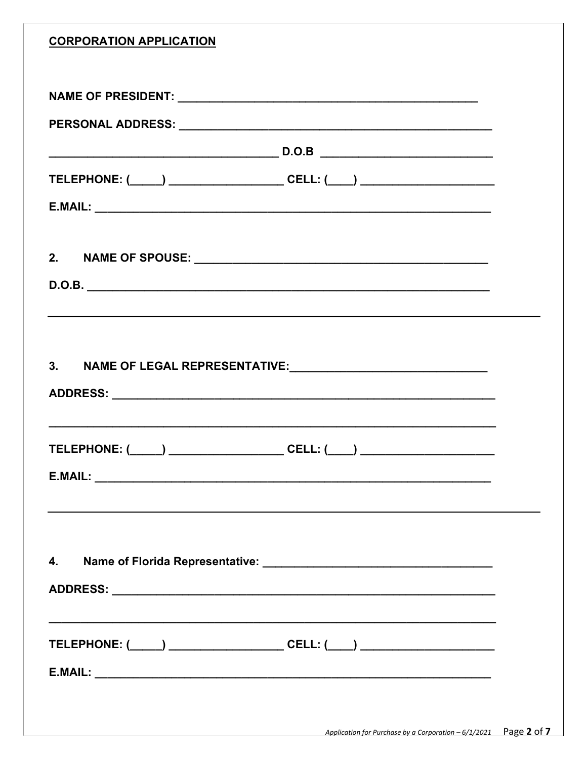**CORPORATION APPLICATION**

**NAME OF PRESIDENT: ______________________________________________**

**PERSONAL ADDRESS: ________________________________________________**

**__________________________________ D.O.B ___________________________**

**TELEPHONE: (_____) __________________ CELL: (____) ____________________**

**E.MAIL: ____________________________________________________________**

**2. NAME OF SPOUSE: _____________________________________________**

**D.O.B. _____________________________________________________________**

---

**3. NAME OF LEGAL REPRESENTATIVE:_______________________________**

**ADDRESS: __________________________________________________________**

**__________________________________________________________________**

**TELEPHONE: (_____) __________________ CELL: (____) ____________________**

**E.MAIL: ____________________________________________________________**

---

**4. Name of Florida Representative: ___________________________________**

**ADDRESS: __________________________________________________________**

**__________________________________________________________________**

**TELEPHONE: (_____) __________________ CELL: (____) ____________________**

**E.MAIL: ____________________________________________________________**

*Application for Purchase by a Corporation – 6/1/2021*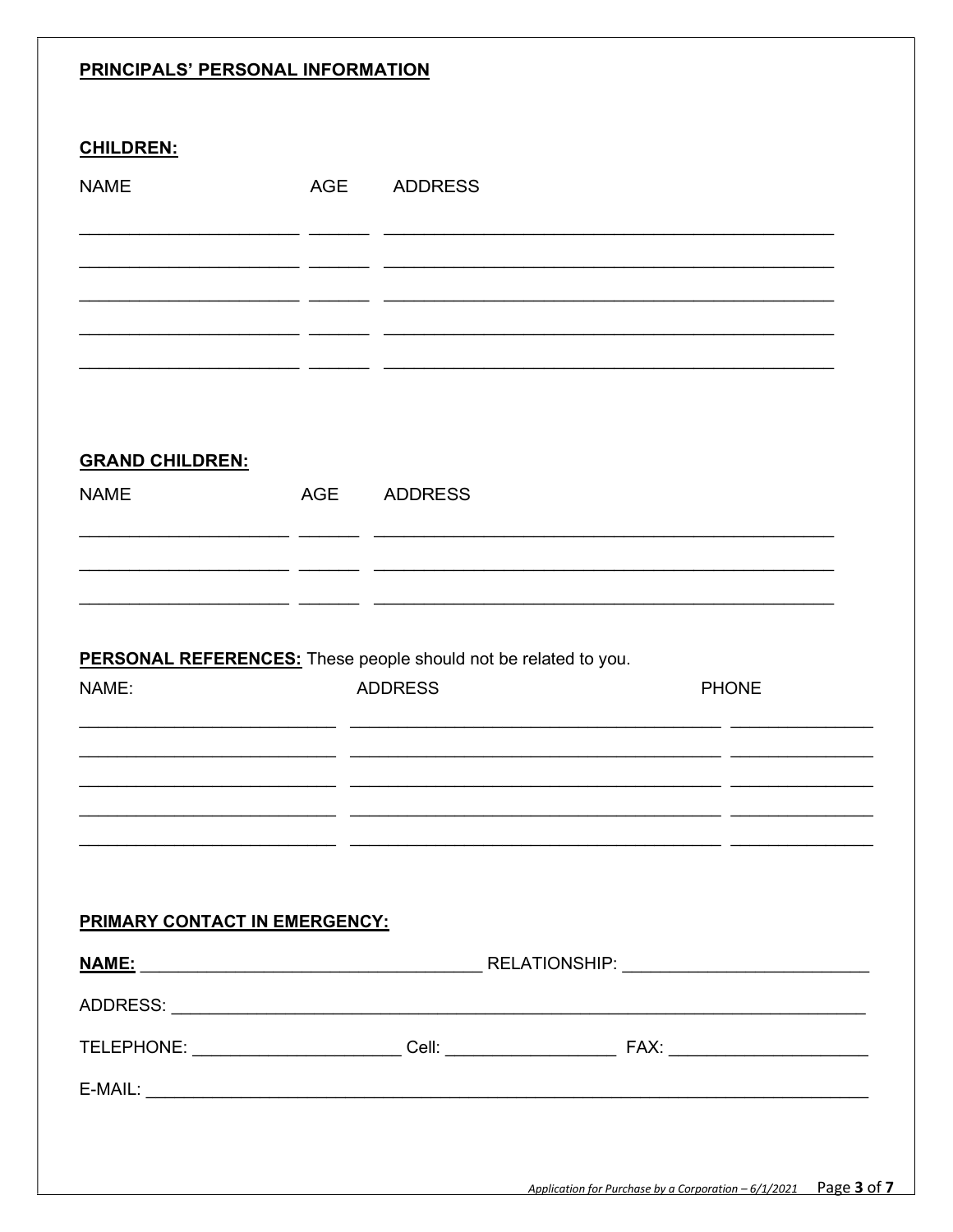**PRINCIPALS' PERSONAL INFORMATION**

**CHILDREN:**

| NAME | AGE | ADDRESS |
|---|---|---|
| | | |
| | | |
| | | |
| | | |
| | | |

**GRAND CHILDREN:**

| NAME | AGE | ADDRESS |
|---|---|---|
| | | |
| | | |
| | | |

**PERSONAL REFERENCES:** These people should not be related to you.

| NAME: | ADDRESS | PHONE |
|---|---|---|
| | | |
| | | |
| | | |
| | | |
| | | |

**PRIMARY CONTACT IN EMERGENCY:**

**NAME:** ________________________________ RELATIONSHIP: ________________________

ADDRESS: ______________________________________________________________________

TELEPHONE: ____________________ Cell: _________________ FAX: ____________________

E-MAIL: _______________________________________________________________________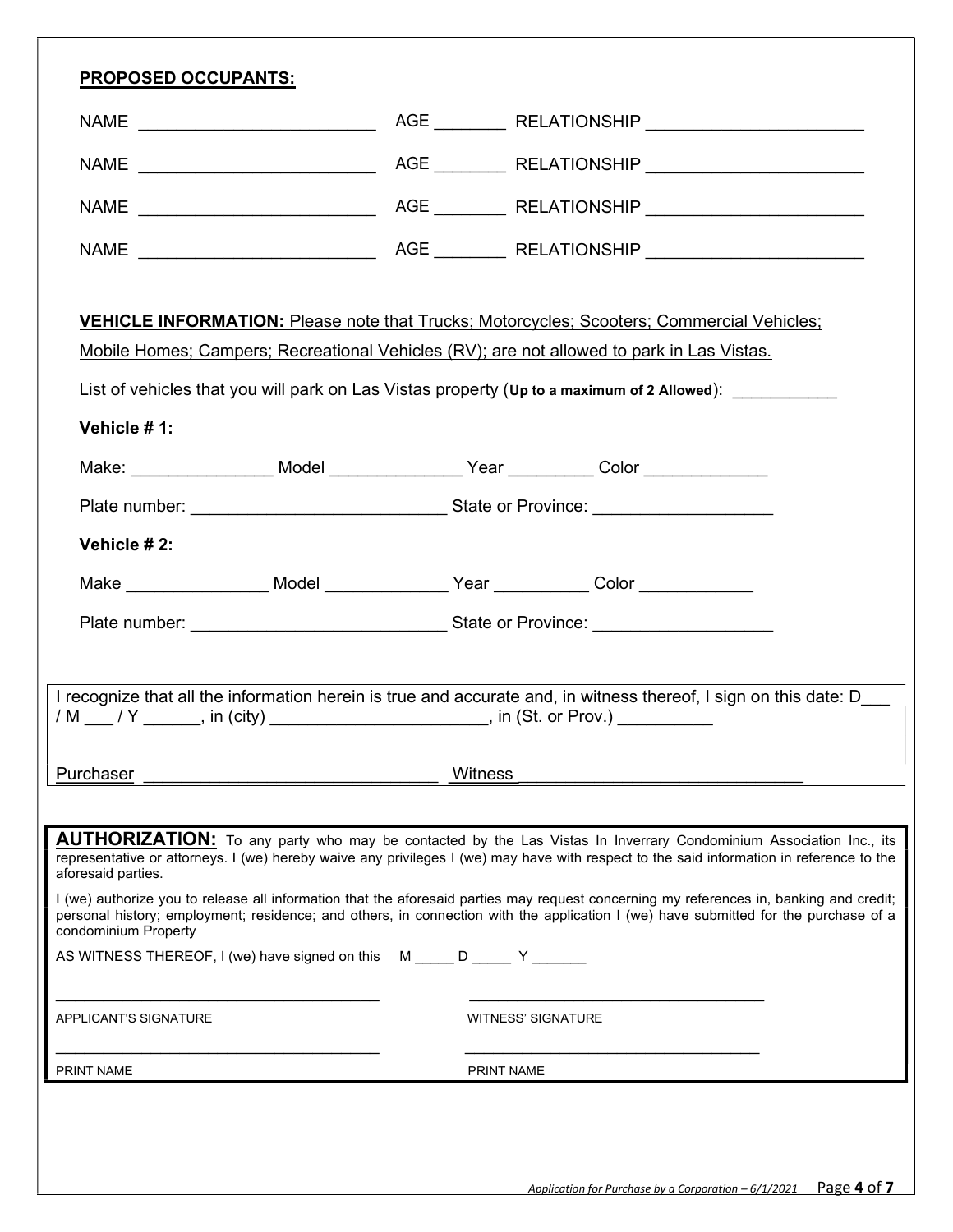**PROPOSED OCCUPANTS:**

NAME ________________________ AGE _______ RELATIONSHIP ______________________

NAME ________________________ AGE _______ RELATIONSHIP ______________________

NAME ________________________ AGE _______ RELATIONSHIP ______________________

NAME ________________________ AGE _______ RELATIONSHIP ______________________

**VEHICLE INFORMATION:** Please note that Trucks; Motorcycles; Scooters; Commercial Vehicles; Mobile Homes; Campers; Recreational Vehicles (RV); are not allowed to park in Las Vistas.

List of vehicles that you will park on Las Vistas property (**Up to a maximum of 2 Allowed**): ___________

**Vehicle # 1:**

Make: _______________ Model ______________ Year _________ Color _____________

Plate number: __________________________ State or Province: __________________

**Vehicle # 2:**

Make _______________ Model _____________ Year __________ Color ____________

Plate number: __________________________ State or Province: __________________

I recognize that all the information herein is true and accurate and, in witness thereof, I sign on this date: D___ / M ___ / Y ______, in (city) ______________________, in (St. or Prov.) __________

Purchaser ______________________________ Witness ______________________________

**AUTHORIZATION:** To any party who may be contacted by the Las Vistas In Inverrary Condominium Association Inc., its representative or attorneys. I (we) hereby waive any privileges I (we) may have with respect to the said information in reference to the aforesaid parties.

I (we) authorize you to release all information that the aforesaid parties may request concerning my references in, banking and credit; personal history; employment; residence; and others, in connection with the application I (we) have submitted for the purchase of a condominium Property

AS WITNESS THEREOF, I (we) have signed on this M _____ D _____ Y _______

______________________________________ ______________________________________

APPLICANT'S SIGNATURE WITNESS' SIGNATURE

______________________________________ ______________________________________

PRINT NAME PRINT NAME

*Application for Purchase by a Corporation – 6/1/2021*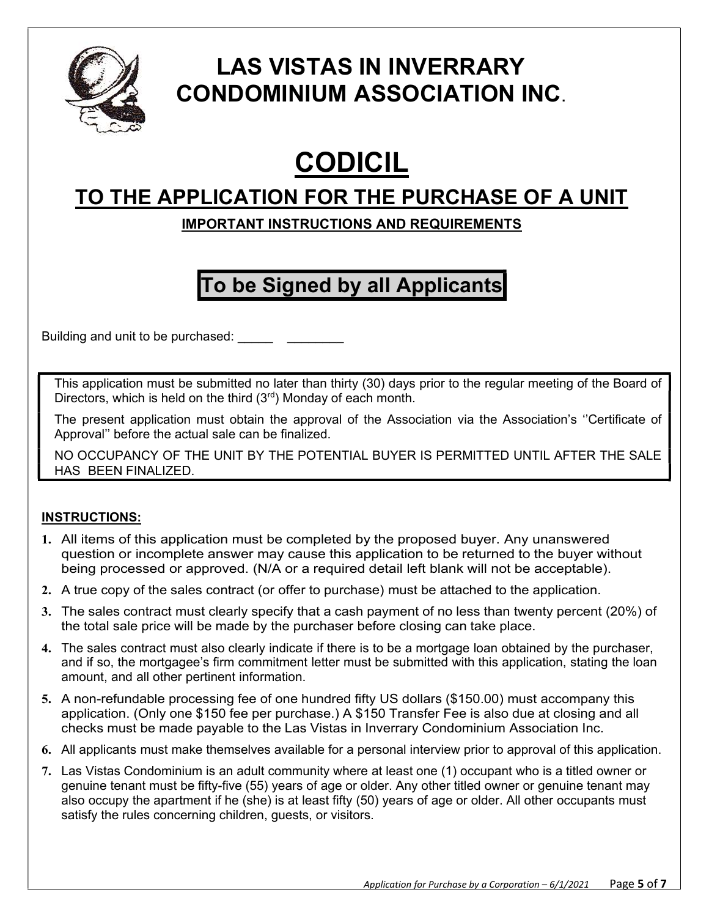# LAS VISTAS IN INVERRARY CONDOMINIUM ASSOCIATION INC.

# CODICIL

## TO THE APPLICATION FOR THE PURCHASE OF A UNIT

**IMPORTANT INSTRUCTIONS AND REQUIREMENTS**

**To be Signed by all Applicants**

Building and unit to be purchased: _____ ________

This application must be submitted no later than thirty (30) days prior to the regular meeting of the Board of Directors, which is held on the third (3rd) Monday of each month.

The present application must obtain the approval of the Association via the Association's ''Certificate of Approval'' before the actual sale can be finalized.

NO OCCUPANCY OF THE UNIT BY THE POTENTIAL BUYER IS PERMITTED UNTIL AFTER THE SALE HAS BEEN FINALIZED.

**INSTRUCTIONS:**

1. All items of this application must be completed by the proposed buyer. Any unanswered question or incomplete answer may cause this application to be returned to the buyer without being processed or approved. (N/A or a required detail left blank will not be acceptable).
2. A true copy of the sales contract (or offer to purchase) must be attached to the application.
3. The sales contract must clearly specify that a cash payment of no less than twenty percent (20%) of the total sale price will be made by the purchaser before closing can take place.
4. The sales contract must also clearly indicate if there is to be a mortgage loan obtained by the purchaser, and if so, the mortgagee's firm commitment letter must be submitted with this application, stating the loan amount, and all other pertinent information.
5. A non-refundable processing fee of one hundred fifty US dollars ($150.00) must accompany this application. (Only one $150 fee per purchase.) A $150 Transfer Fee is also due at closing and all checks must be made payable to the Las Vistas in Inverrary Condominium Association Inc.
6. All applicants must make themselves available for a personal interview prior to approval of this application.
7. Las Vistas Condominium is an adult community where at least one (1) occupant who is a titled owner or genuine tenant must be fifty-five (55) years of age or older. Any other titled owner or genuine tenant may also occupy the apartment if he (she) is at least fifty (50) years of age or older. All other occupants must satisfy the rules concerning children, guests, or visitors.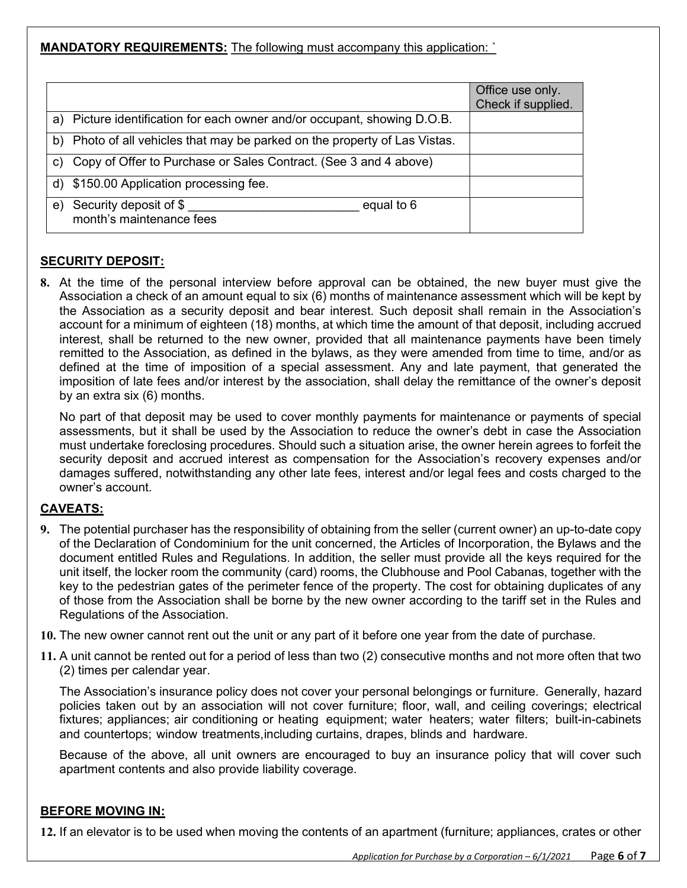**MANDATORY REQUIREMENTS:** The following must accompany this application: `

| | Office use only. Check if supplied. |
|---|---|
| a) Picture identification for each owner and/or occupant, showing D.O.B. | |
| b) Photo of all vehicles that may be parked on the property of Las Vistas. | |
| c) Copy of Offer to Purchase or Sales Contract. (See 3 and 4 above) | |
| d) $150.00 Application processing fee. | |
| e) Security deposit of $ ________________________ equal to 6 month's maintenance fees | |

## SECURITY DEPOSIT:

**8.** At the time of the personal interview before approval can be obtained, the new buyer must give the Association a check of an amount equal to six (6) months of maintenance assessment which will be kept by the Association as a security deposit and bear interest. Such deposit shall remain in the Association's account for a minimum of eighteen (18) months, at which time the amount of that deposit, including accrued interest, shall be returned to the new owner, provided that all maintenance payments have been timely remitted to the Association, as defined in the bylaws, as they were amended from time to time, and/or as defined at the time of imposition of a special assessment. Any and late payment, that generated the imposition of late fees and/or interest by the association, shall delay the remittance of the owner's deposit by an extra six (6) months.

No part of that deposit may be used to cover monthly payments for maintenance or payments of special assessments, but it shall be used by the Association to reduce the owner's debt in case the Association must undertake foreclosing procedures. Should such a situation arise, the owner herein agrees to forfeit the security deposit and accrued interest as compensation for the Association's recovery expenses and/or damages suffered, notwithstanding any other late fees, interest and/or legal fees and costs charged to the owner's account.

## CAVEATS:

**9.** The potential purchaser has the responsibility of obtaining from the seller (current owner) an up-to-date copy of the Declaration of Condominium for the unit concerned, the Articles of Incorporation, the Bylaws and the document entitled Rules and Regulations. In addition, the seller must provide all the keys required for the unit itself, the locker room the community (card) rooms, the Clubhouse and Pool Cabanas, together with the key to the pedestrian gates of the perimeter fence of the property. The cost for obtaining duplicates of any of those from the Association shall be borne by the new owner according to the tariff set in the Rules and Regulations of the Association.

**10.** The new owner cannot rent out the unit or any part of it before one year from the date of purchase.

**11.** A unit cannot be rented out for a period of less than two (2) consecutive months and not more often that two (2) times per calendar year.

The Association's insurance policy does not cover your personal belongings or furniture. Generally, hazard policies taken out by an association will not cover furniture; floor, wall, and ceiling coverings; electrical fixtures; appliances; air conditioning or heating equipment; water heaters; water filters; built-in-cabinets and countertops; window treatments,including curtains, drapes, blinds and hardware.

Because of the above, all unit owners are encouraged to buy an insurance policy that will cover such apartment contents and also provide liability coverage.

## BEFORE MOVING IN:

**12.** If an elevator is to be used when moving the contents of an apartment (furniture; appliances, crates or other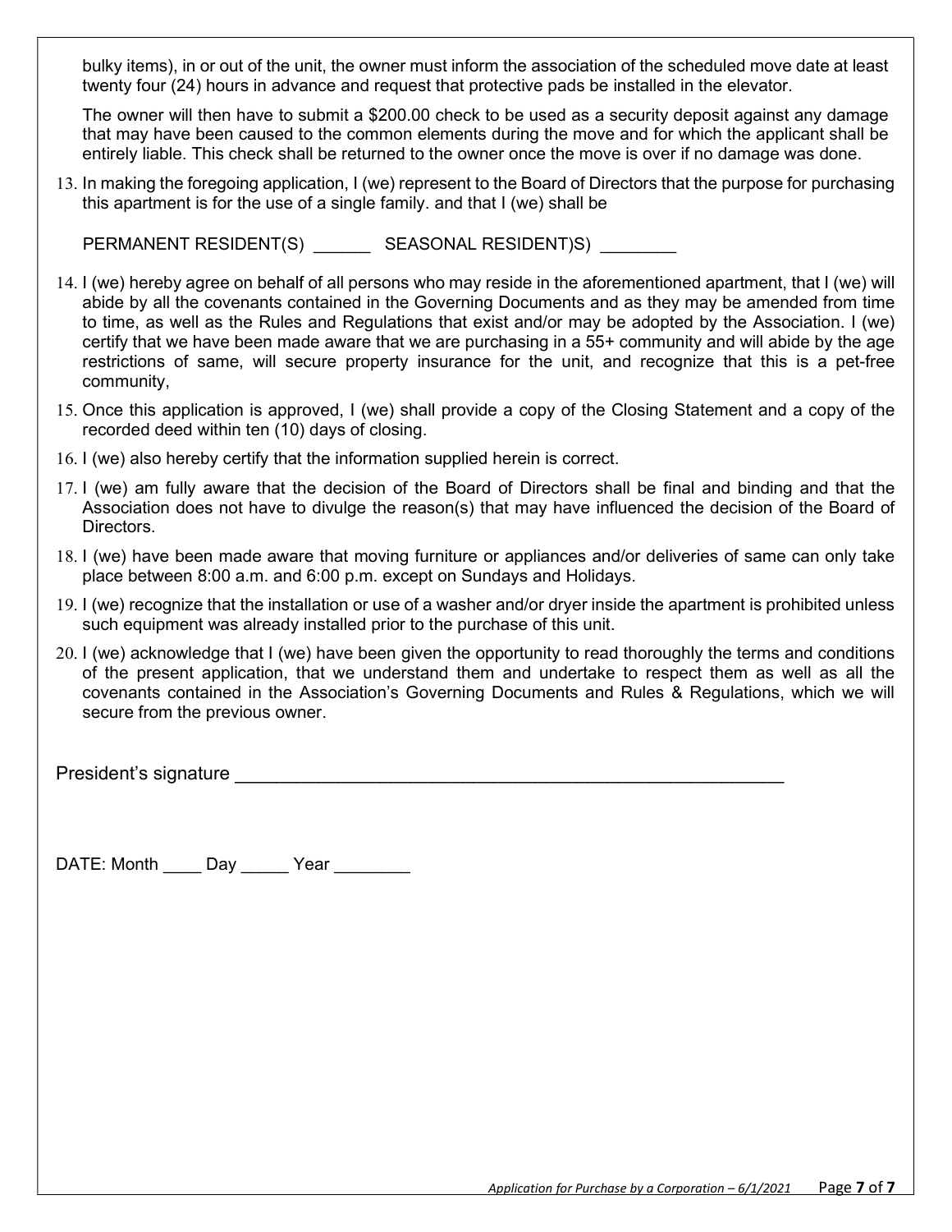bulky items), in or out of the unit, the owner must inform the association of the scheduled move date at least twenty four (24) hours in advance and request that protective pads be installed in the elevator.

The owner will then have to submit a $200.00 check to be used as a security deposit against any damage that may have been caused to the common elements during the move and for which the applicant shall be entirely liable. This check shall be returned to the owner once the move is over if no damage was done.

13. In making the foregoing application, I (we) represent to the Board of Directors that the purpose for purchasing this apartment is for the use of a single family. and that I (we) shall be

    PERMANENT RESIDENT(S) ______ SEASONAL RESIDENT)S) ________

14. I (we) hereby agree on behalf of all persons who may reside in the aforementioned apartment, that I (we) will abide by all the covenants contained in the Governing Documents and as they may be amended from time to time, as well as the Rules and Regulations that exist and/or may be adopted by the Association. I (we) certify that we have been made aware that we are purchasing in a 55+ community and will abide by the age restrictions of same, will secure property insurance for the unit, and recognize that this is a pet-free community,
15. Once this application is approved, I (we) shall provide a copy of the Closing Statement and a copy of the recorded deed within ten (10) days of closing.
16. I (we) also hereby certify that the information supplied herein is correct.
17. I (we) am fully aware that the decision of the Board of Directors shall be final and binding and that the Association does not have to divulge the reason(s) that may have influenced the decision of the Board of Directors.
18. I (we) have been made aware that moving furniture or appliances and/or deliveries of same can only take place between 8:00 a.m. and 6:00 p.m. except on Sundays and Holidays.
19. I (we) recognize that the installation or use of a washer and/or dryer inside the apartment is prohibited unless such equipment was already installed prior to the purchase of this unit.
20. I (we) acknowledge that I (we) have been given the opportunity to read thoroughly the terms and conditions of the present application, that we understand them and undertake to respect them as well as all the covenants contained in the Association's Governing Documents and Rules & Regulations, which we will secure from the previous owner.

President's signature ________________________________________________________

DATE: Month ____ Day _____ Year ________